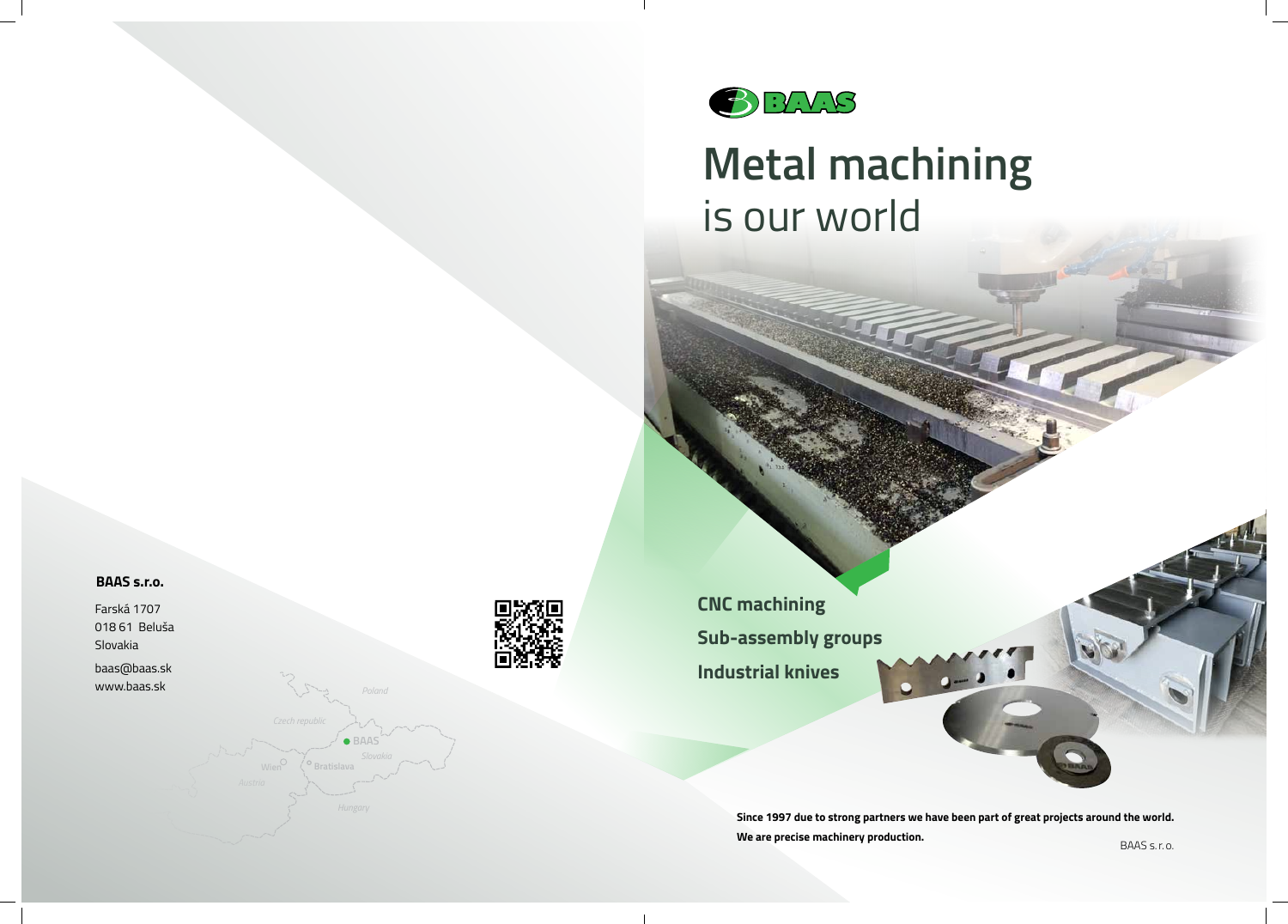**BAAS s.r.o.**

Farská 1707
018 61 Beluša
Slovakia

baas@baas.sk
www.baas.sk

Poland
Czech republic
BAAS
Slovakia
Wien
Bratislava
Austria
Hungary

BAAS

# **Metal machining**
# is our world

**CNC machining**

**Sub-assembly groups**

**Industrial knives**

**Since 1997 due to strong partners we have been part of great projects around the world.**
**We are precise machinery production.**

BAAS s. r. o.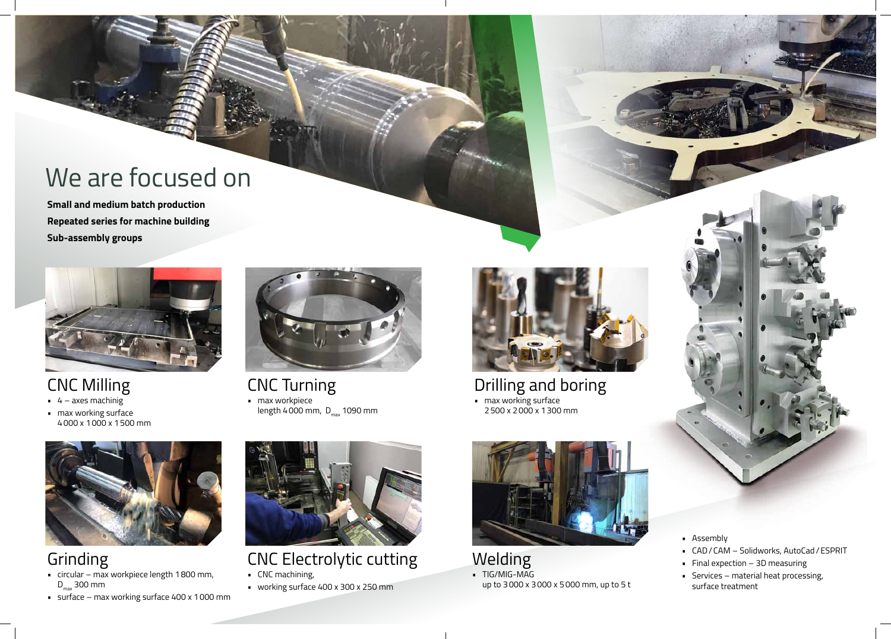# We are focused on

**Small and medium batch production**
**Repeated series for machine building**
**Sub-assembly groups**

## CNC Milling

- 4 – axes machinig
- max working surface 4 000 x 1 000 x 1 500 mm

## CNC Turning

- max workpiece length 4 000 mm, $D_{max}$ 1090 mm

## Drilling and boring

- max working surface 2 500 x 2 000 x 1 300 mm

## Grinding

- circular – max workpiece length 1 800 mm, $D_{max}$ 300 mm
- surface – max working surface 400 x 1 000 mm

## CNC Electrolytic cutting

- CNC machining,
- working surface 400 x 300 x 250 mm

## Welding

- TIG/MIG-MAG up to 3 000 x 3 000 x 5 000 mm, up to 5 t

- Assembly
- CAD / CAM – Solidworks, AutoCad / ESPRIT
- Final expection – 3D measuring
- Services – material heat processing, surface treatment